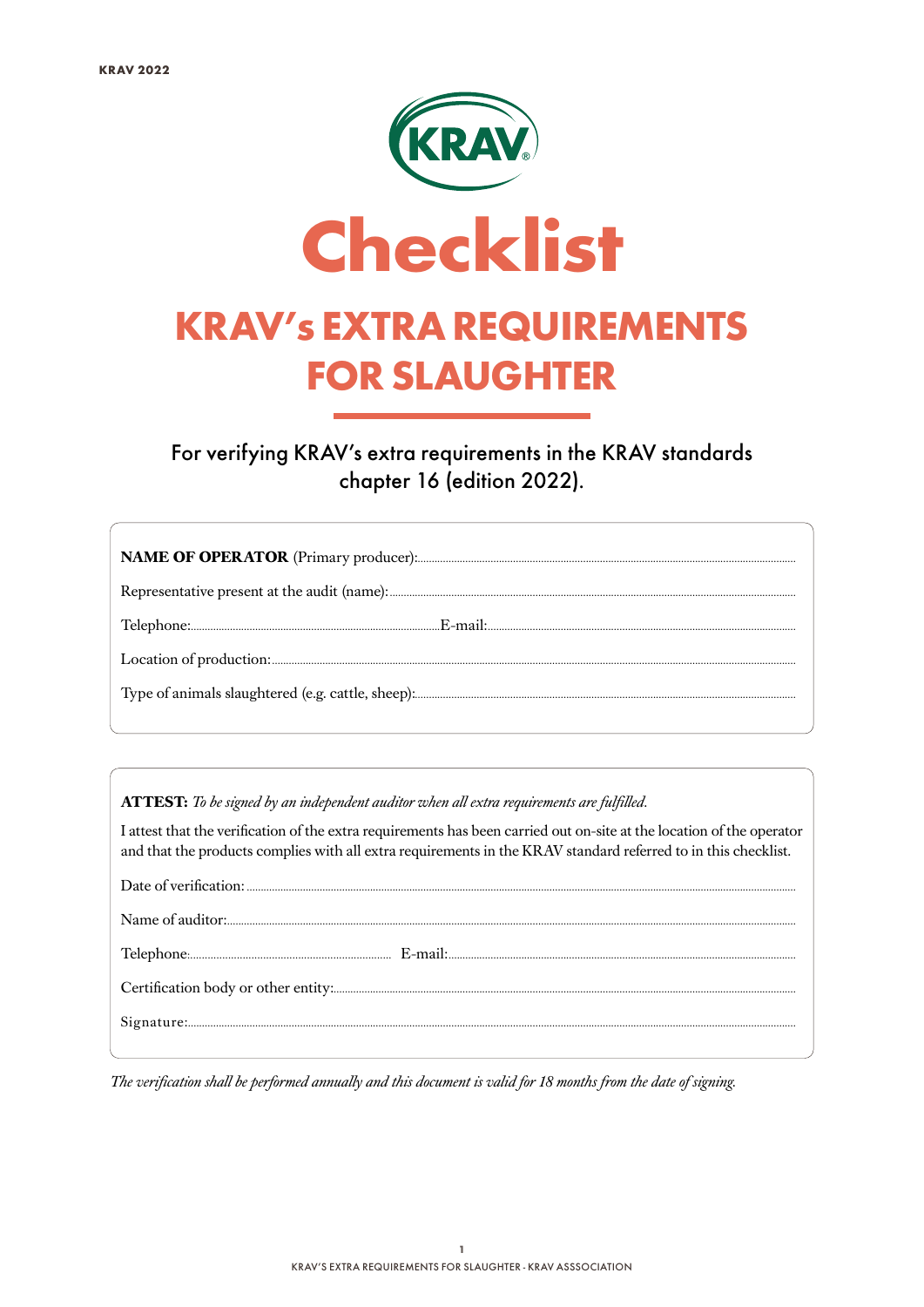# Checklist

## KRAV's EXTRA REQUIREMENTS FOR SLAUGHTER

For verifying KRAV's extra requirements in the KRAV standards chapter 16 (edition 2022).

**NAME OF OPERATOR** (Primary producer):.........................................................................................

Representative present at the audit (name):.........................................................................................

Telephone:......................................................E-mail:.........................................................................

Location of production:.........................................................................................

Type of animals slaughtered (e.g. cattle, sheep):.........................................................................................

**ATTEST:** *To be signed by an independent auditor when all extra requirements are fulfilled.*

I attest that the verification of the extra requirements has been carried out on-site at the location of the operator and that the products complies with all extra requirements in the KRAV standard referred to in this checklist.

Date of verification:.........................................................................................

Name of auditor:.........................................................................................

Telephone:......................................................E-mail:.........................................................................

Certification body or other entity:.........................................................................................

Signature:.........................................................................................

*The verification shall be performed annually and this document is valid for 18 months from the date of signing.*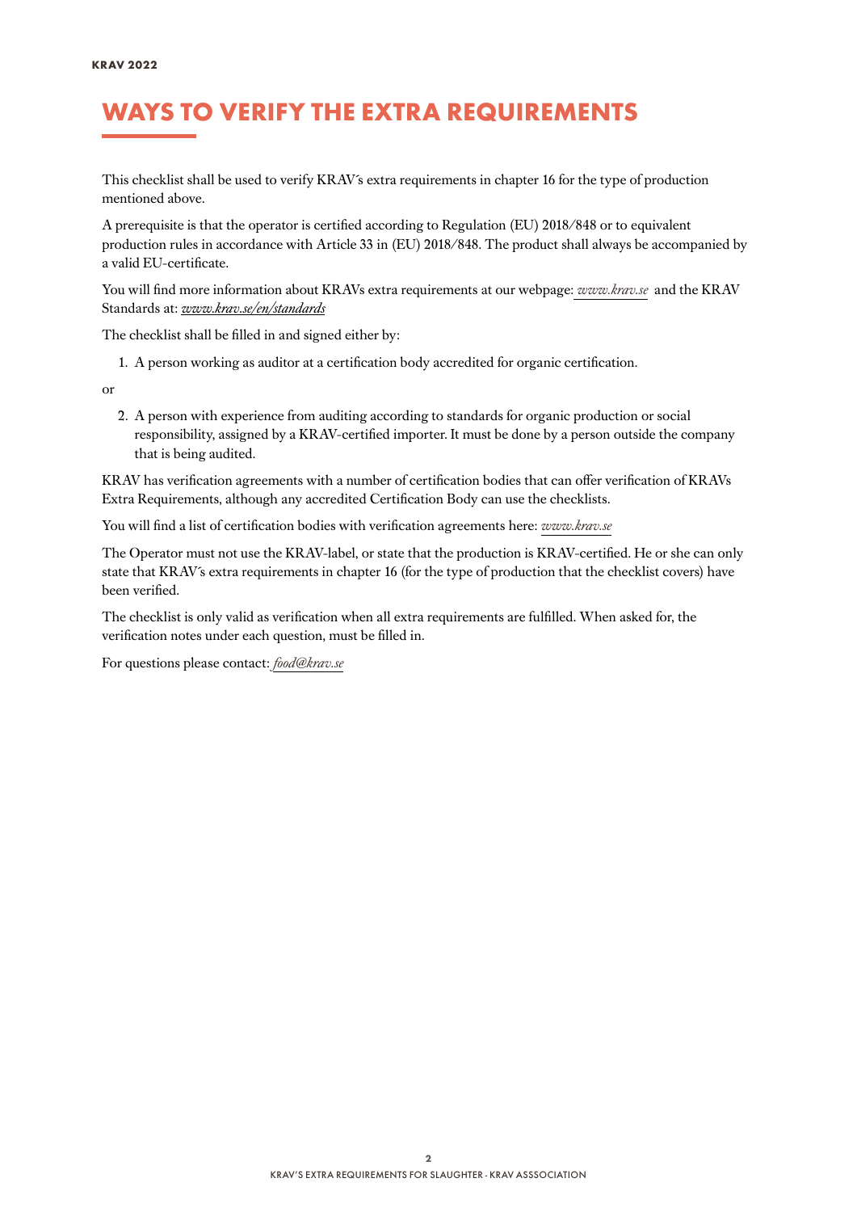# WAYS TO VERIFY THE EXTRA REQUIREMENTS

This checklist shall be used to verify KRAV´s extra requirements in chapter 16 for the type of production mentioned above.

A prerequisite is that the operator is certified according to Regulation (EU) 2018/848 or to equivalent production rules in accordance with Article 33 in (EU) 2018/848. The product shall always be accompanied by a valid EU-certificate.

You will find more information about KRAVs extra requirements at our webpage: *www.krav.se* and the KRAV Standards at: *www.krav.se/en/standards*

The checklist shall be filled in and signed either by:

1. A person working as auditor at a certification body accredited for organic certification.

or

2. A person with experience from auditing according to standards for organic production or social responsibility, assigned by a KRAV-certified importer. It must be done by a person outside the company that is being audited.

KRAV has verification agreements with a number of certification bodies that can offer verification of KRAVs Extra Requirements, although any accredited Certification Body can use the checklists.

You will find a list of certification bodies with verification agreements here: *www.krav.se*

The Operator must not use the KRAV-label, or state that the production is KRAV-certified. He or she can only state that KRAV´s extra requirements in chapter 16 (for the type of production that the checklist covers) have been verified.

The checklist is only valid as verification when all extra requirements are fulfilled. When asked for, the verification notes under each question, must be filled in.

For questions please contact: *food@krav.se*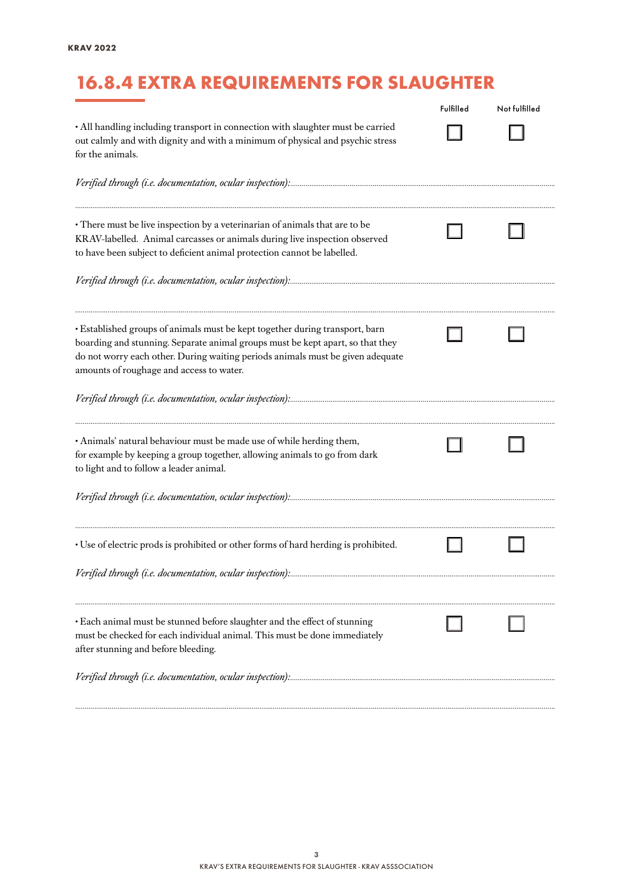## 16.8.4 EXTRA REQUIREMENTS FOR SLAUGHTER

| | Fulfilled | Not fulfilled |
|---|---|---|
| • All handling including transport in connection with slaughter must be carried out calmly and with dignity and with a minimum of physical and psychic stress for the animals. | ☐ | ☐ |

*Verified through (i.e. documentation, ocular inspection):*............................................................................................................

..................................................................................................................................................................................

| | Fulfilled | Not fulfilled |
|---|---|---|
| • There must be live inspection by a veterinarian of animals that are to be KRAV-labelled. Animal carcasses or animals during live inspection observed to have been subject to deficient animal protection cannot be labelled. | ☐ | ☐ |

*Verified through (i.e. documentation, ocular inspection):*............................................................................................................

..................................................................................................................................................................................

| | Fulfilled | Not fulfilled |
|---|---|---|
| • Established groups of animals must be kept together during transport, barn boarding and stunning. Separate animal groups must be kept apart, so that they do not worry each other. During waiting periods animals must be given adequate amounts of roughage and access to water. | ☐ | ☐ |

*Verified through (i.e. documentation, ocular inspection):*............................................................................................................

..................................................................................................................................................................................

| | Fulfilled | Not fulfilled |
|---|---|---|
| • Animals' natural behaviour must be made use of while herding them, for example by keeping a group together, allowing animals to go from dark to light and to follow a leader animal. | ☐ | ☐ |

*Verified through (i.e. documentation, ocular inspection):*............................................................................................................

..................................................................................................................................................................................

| | Fulfilled | Not fulfilled |
|---|---|---|
| • Use of electric prods is prohibited or other forms of hard herding is prohibited. | ☐ | ☐ |

*Verified through (i.e. documentation, ocular inspection):*............................................................................................................

..................................................................................................................................................................................

| | Fulfilled | Not fulfilled |
|---|---|---|
| • Each animal must be stunned before slaughter and the effect of stunning must be checked for each individual animal. This must be done immediately after stunning and before bleeding. | ☐ | ☐ |

*Verified through (i.e. documentation, ocular inspection):*............................................................................................................

..................................................................................................................................................................................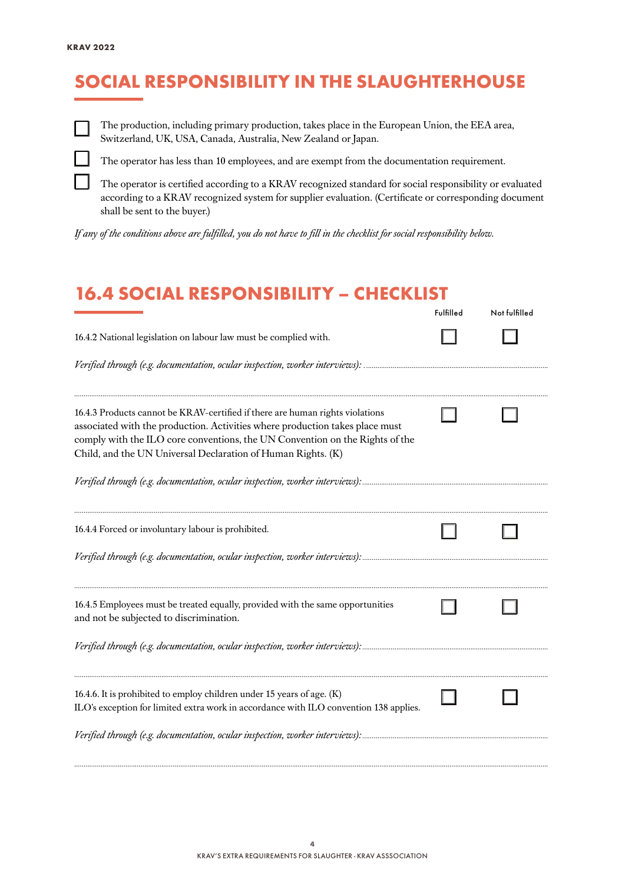# SOCIAL RESPONSIBILITY IN THE SLAUGHTERHOUSE

- ☐ The production, including primary production, takes place in the European Union, the EEA area, Switzerland, UK, USA, Canada, Australia, New Zealand or Japan.
- ☐ The operator has less than 10 employees, and are exempt from the documentation requirement.
- ☐ The operator is certified according to a KRAV recognized standard for social responsibility or evaluated according to a KRAV recognized system for supplier evaluation. (Certificate or corresponding document shall be sent to the buyer.)

*If any of the conditions above are fulfilled, you do not have to fill in the checklist for social responsibility below.*

# 16.4 SOCIAL RESPONSIBILITY – CHECKLIST

| | Fulfilled | Not fulfilled |
|---|---|---|
| 16.4.2 National legislation on labour law must be complied with. | ☐ | ☐ |
| *Verified through (e.g. documentation, ocular inspection, worker interviews):* ........................................ | | |
| 16.4.3 Products cannot be KRAV-certified if there are human rights violations associated with the production. Activities where production takes place must comply with the ILO core conventions, the UN Convention on the Rights of the Child, and the UN Universal Declaration of Human Rights. (K) | ☐ | ☐ |
| *Verified through (e.g. documentation, ocular inspection, worker interviews):* ........................................ | | |
| 16.4.4 Forced or involuntary labour is prohibited. | ☐ | ☐ |
| *Verified through (e.g. documentation, ocular inspection, worker interviews):* ........................................ | | |
| 16.4.5 Employees must be treated equally, provided with the same opportunities and not be subjected to discrimination. | ☐ | ☐ |
| *Verified through (e.g. documentation, ocular inspection, worker interviews):* ........................................ | | |
| 16.4.6. It is prohibited to employ children under 15 years of age. (K) ILO's exception for limited extra work in accordance with ILO convention 138 applies. | ☐ | ☐ |
| *Verified through (e.g. documentation, ocular inspection, worker interviews):* ........................................ | | |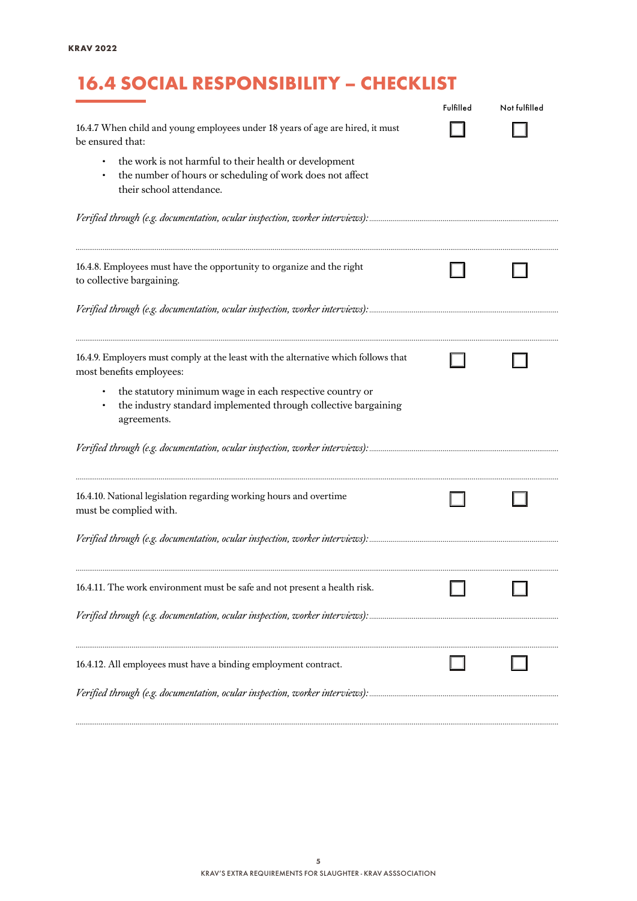## 16.4 SOCIAL RESPONSIBILITY – CHECKLIST

| | Fulfilled | Not fulfilled |
|---|---|---|
| 16.4.7 When child and young employees under 18 years of age are hired, it must be ensured that: <br>• the work is not harmful to their health or development <br>• the number of hours or scheduling of work does not affect their school attendance. | ☐ | ☐ |

*Verified through (e.g. documentation, ocular inspection, worker interviews):* ..............................................................................

..............................................................................................................................................................

| | Fulfilled | Not fulfilled |
|---|---|---|
| 16.4.8. Employees must have the opportunity to organize and the right to collective bargaining. | ☐ | ☐ |

*Verified through (e.g. documentation, ocular inspection, worker interviews):* ..............................................................................

..............................................................................................................................................................

| | Fulfilled | Not fulfilled |
|---|---|---|
| 16.4.9. Employers must comply at the least with the alternative which follows that most benefits employees: <br>• the statutory minimum wage in each respective country or <br>• the industry standard implemented through collective bargaining agreements. | ☐ | ☐ |

*Verified through (e.g. documentation, ocular inspection, worker interviews):* ..............................................................................

..............................................................................................................................................................

| | Fulfilled | Not fulfilled |
|---|---|---|
| 16.4.10. National legislation regarding working hours and overtime must be complied with. | ☐ | ☐ |

*Verified through (e.g. documentation, ocular inspection, worker interviews):* ..............................................................................

..............................................................................................................................................................

| | Fulfilled | Not fulfilled |
|---|---|---|
| 16.4.11. The work environment must be safe and not present a health risk. | ☐ | ☐ |

*Verified through (e.g. documentation, ocular inspection, worker interviews):* ..............................................................................

..............................................................................................................................................................

| | Fulfilled | Not fulfilled |
|---|---|---|
| 16.4.12. All employees must have a binding employment contract. | ☐ | ☐ |

*Verified through (e.g. documentation, ocular inspection, worker interviews):* ..............................................................................

..............................................................................................................................................................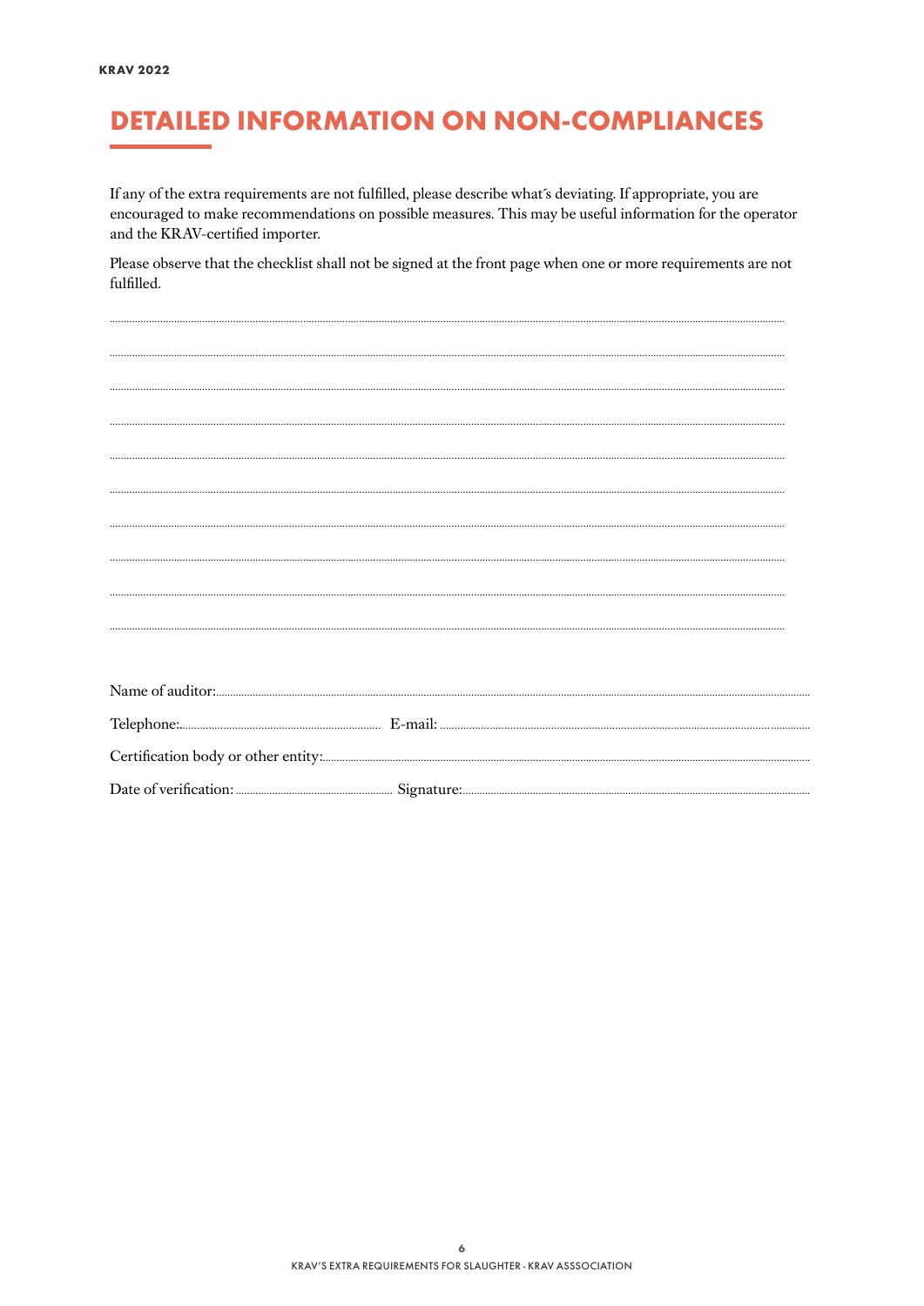# DETAILED INFORMATION ON NON-COMPLIANCES

If any of the extra requirements are not fulfilled, please describe what´s deviating. If appropriate, you are encouraged to make recommendations on possible measures. This may be useful information for the operator and the KRAV-certified importer.

Please observe that the checklist shall not be signed at the front page when one or more requirements are not fulfilled.

..........................................................................................................................................................................................................

..........................................................................................................................................................................................................

..........................................................................................................................................................................................................

..........................................................................................................................................................................................................

..........................................................................................................................................................................................................

..........................................................................................................................................................................................................

..........................................................................................................................................................................................................

..........................................................................................................................................................................................................

..........................................................................................................................................................................................................

..........................................................................................................................................................................................................

Name of auditor:..........................................................................................................................................................................

Telephone:.......................................................... E-mail: ...........................................................................................................

Certification body or other entity:.....................................................................................................................................

Date of verification: ............................................... Signature:.........................................................................................